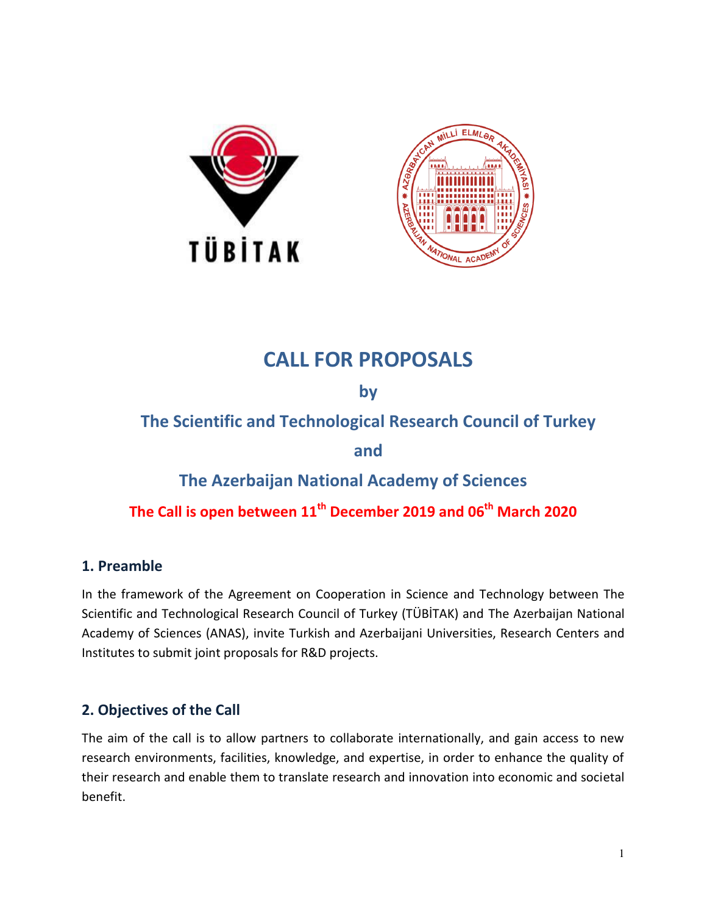# CALL FOR PROPOSALS

## by

## The Scientific and Technological Research Council of Turkey

## and

## The Azerbaijan National Academy of Sciences

**The Call is open between 11th December 2019 and 06th March 2020**

## 1. Preamble

In the framework of the Agreement on Cooperation in Science and Technology between The Scientific and Technological Research Council of Turkey (TÜBİTAK) and The Azerbaijan National Academy of Sciences (ANAS), invite Turkish and Azerbaijani Universities, Research Centers and Institutes to submit joint proposals for R&D projects.

## 2. Objectives of the Call

The aim of the call is to allow partners to collaborate internationally, and gain access to new research environments, facilities, knowledge, and expertise, in order to enhance the quality of their research and enable them to translate research and innovation into economic and societal benefit.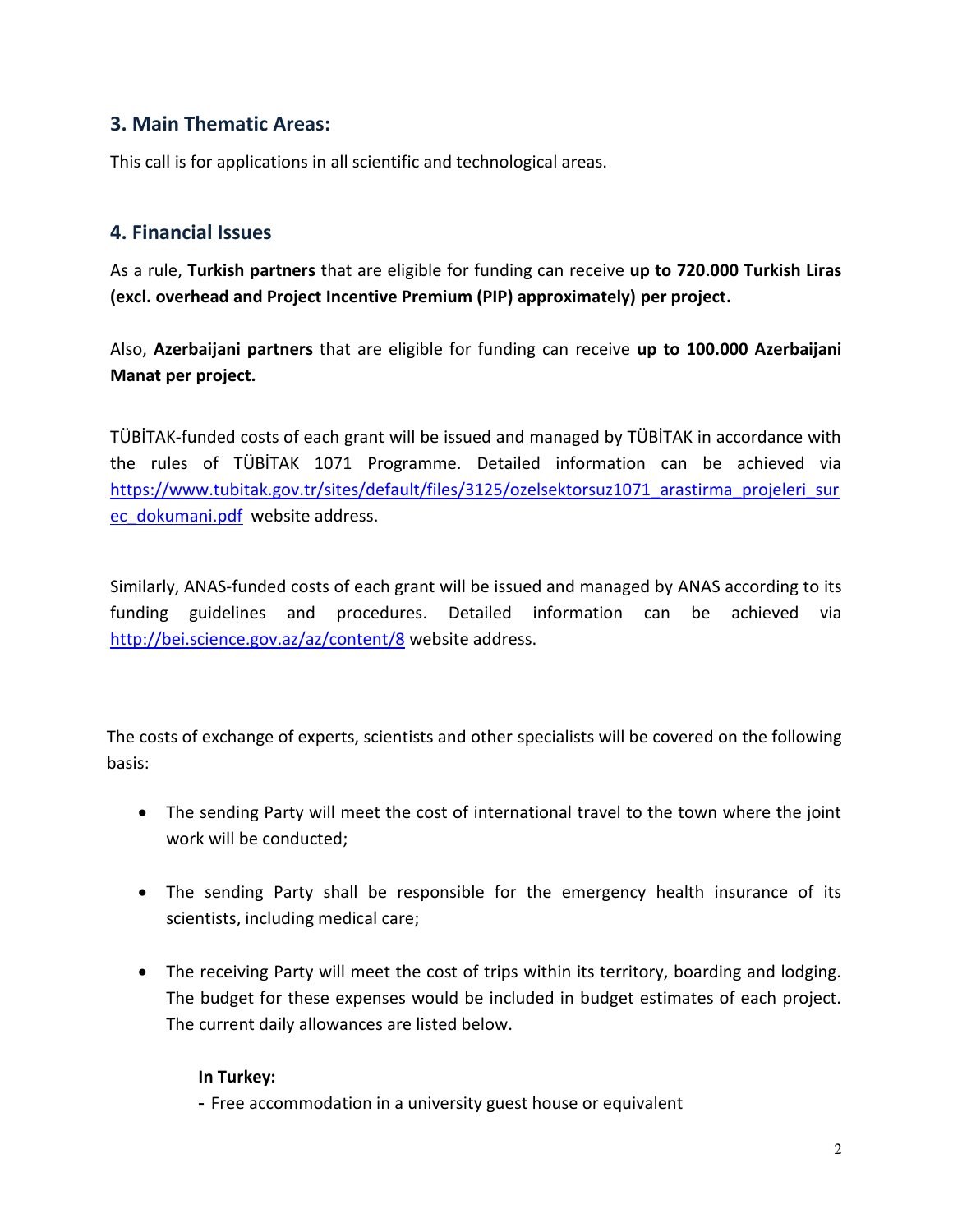## 3. Main Thematic Areas:

This call is for applications in all scientific and technological areas.

## 4. Financial Issues

As a rule, **Turkish partners** that are eligible for funding can receive **up to 720.000 Turkish Liras (excl. overhead and Project Incentive Premium (PIP) approximately) per project.**

Also, **Azerbaijani partners** that are eligible for funding can receive **up to 100.000 Azerbaijani Manat per project.**

TÜBİTAK-funded costs of each grant will be issued and managed by TÜBİTAK in accordance with the rules of TÜBİTAK 1071 Programme. Detailed information can be achieved via https://www.tubitak.gov.tr/sites/default/files/3125/ozelsektorsuz1071_arastirma_projeleri_surec_dokumani.pdf website address.

Similarly, ANAS-funded costs of each grant will be issued and managed by ANAS according to its funding guidelines and procedures. Detailed information can be achieved via http://bei.science.gov.az/az/content/8 website address.

The costs of exchange of experts, scientists and other specialists will be covered on the following basis:

- The sending Party will meet the cost of international travel to the town where the joint work will be conducted;
- The sending Party shall be responsible for the emergency health insurance of its scientists, including medical care;
- The receiving Party will meet the cost of trips within its territory, boarding and lodging. The budget for these expenses would be included in budget estimates of each project. The current daily allowances are listed below.

  **In Turkey:**
  - Free accommodation in a university guest house or equivalent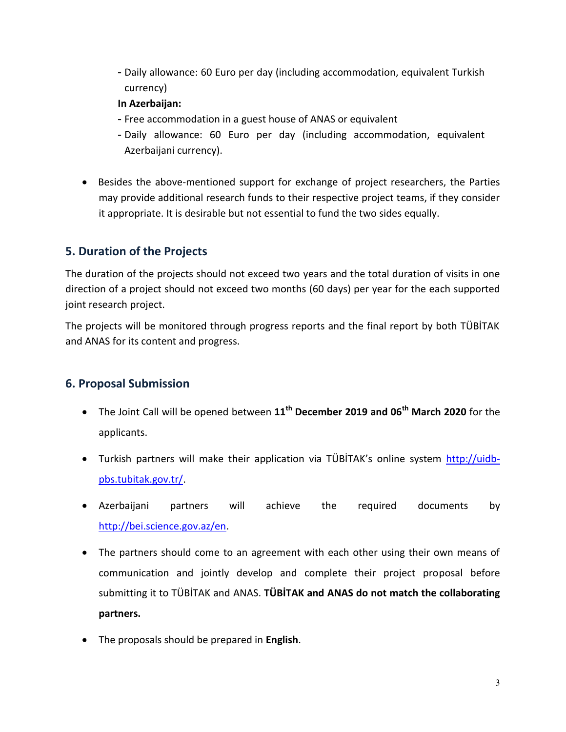- Daily allowance: 60 Euro per day (including accommodation, equivalent Turkish currency)

  **In Azerbaijan:**

  - Free accommodation in a guest house of ANAS or equivalent
  - Daily allowance: 60 Euro per day (including accommodation, equivalent Azerbaijani currency).

- Besides the above-mentioned support for exchange of project researchers, the Parties may provide additional research funds to their respective project teams, if they consider it appropriate. It is desirable but not essential to fund the two sides equally.

## 5. Duration of the Projects

The duration of the projects should not exceed two years and the total duration of visits in one direction of a project should not exceed two months (60 days) per year for the each supported joint research project.

The projects will be monitored through progress reports and the final report by both TÜBİTAK and ANAS for its content and progress.

## 6. Proposal Submission

- The Joint Call will be opened between **11th December 2019 and 06th March 2020** for the applicants.
- Turkish partners will make their application via TÜBİTAK's online system [http://uidb-pbs.tubitak.gov.tr/](http://uidb-pbs.tubitak.gov.tr/).
- Azerbaijani partners will achieve the required documents by [http://bei.science.gov.az/en](http://bei.science.gov.az/en).
- The partners should come to an agreement with each other using their own means of communication and jointly develop and complete their project proposal before submitting it to TÜBİTAK and ANAS. **TÜBİTAK and ANAS do not match the collaborating partners.**
- The proposals should be prepared in **English**.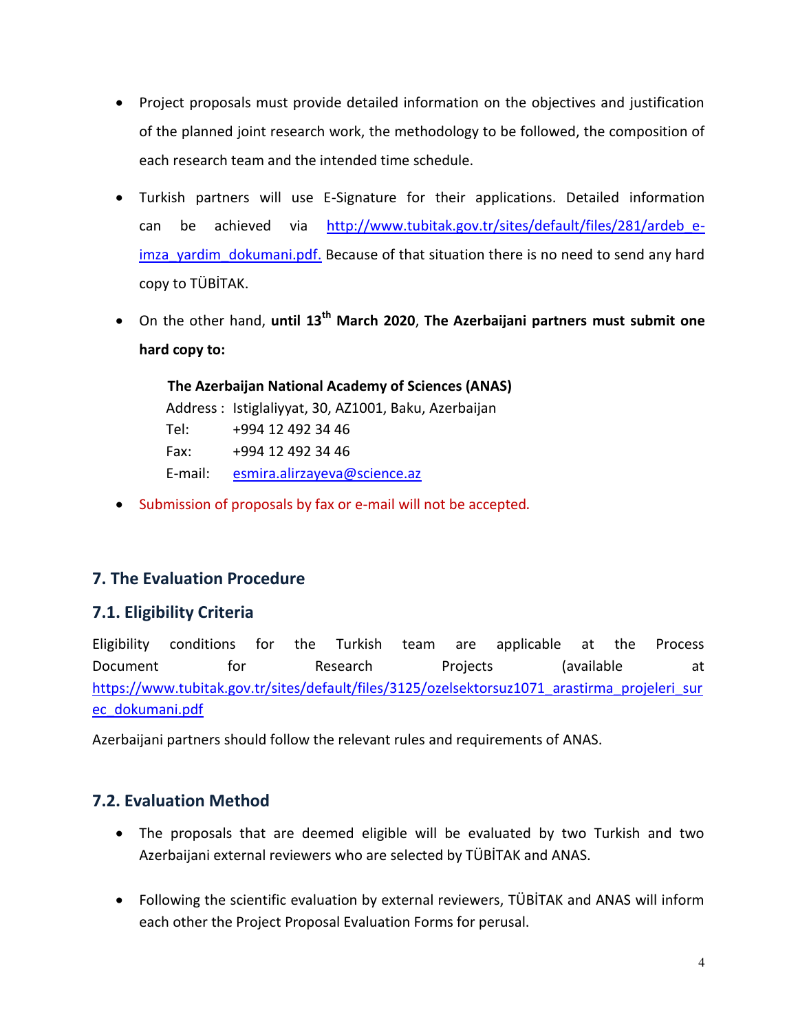- Project proposals must provide detailed information on the objectives and justification of the planned joint research work, the methodology to be followed, the composition of each research team and the intended time schedule.
- Turkish partners will use E-Signature for their applications. Detailed information can be achieved via http://www.tubitak.gov.tr/sites/default/files/281/ardeb_e-imza_yardim_dokumani.pdf. Because of that situation there is no need to send any hard copy to TÜBİTAK.
- On the other hand, **until 13th March 2020**, **The Azerbaijani partners must submit one hard copy to:**

  **The Azerbaijan National Academy of Sciences (ANAS)**
  Address : Istiglaliyyat, 30, AZ1001, Baku, Azerbaijan
  Tel: +994 12 492 34 46
  Fax: +994 12 492 34 46
  E-mail: esmira.alirzayeva@science.az

- Submission of proposals by fax or e-mail will not be accepted.

## 7. The Evaluation Procedure

### 7.1. Eligibility Criteria

Eligibility conditions for the Turkish team are applicable at the Process Document for Research Projects (available at https://www.tubitak.gov.tr/sites/default/files/3125/ozelsektorsuz1071_arastirma_projeleri_surec_dokumani.pdf

Azerbaijani partners should follow the relevant rules and requirements of ANAS.

### 7.2. Evaluation Method

- The proposals that are deemed eligible will be evaluated by two Turkish and two Azerbaijani external reviewers who are selected by TÜBİTAK and ANAS.
- Following the scientific evaluation by external reviewers, TÜBİTAK and ANAS will inform each other the Project Proposal Evaluation Forms for perusal.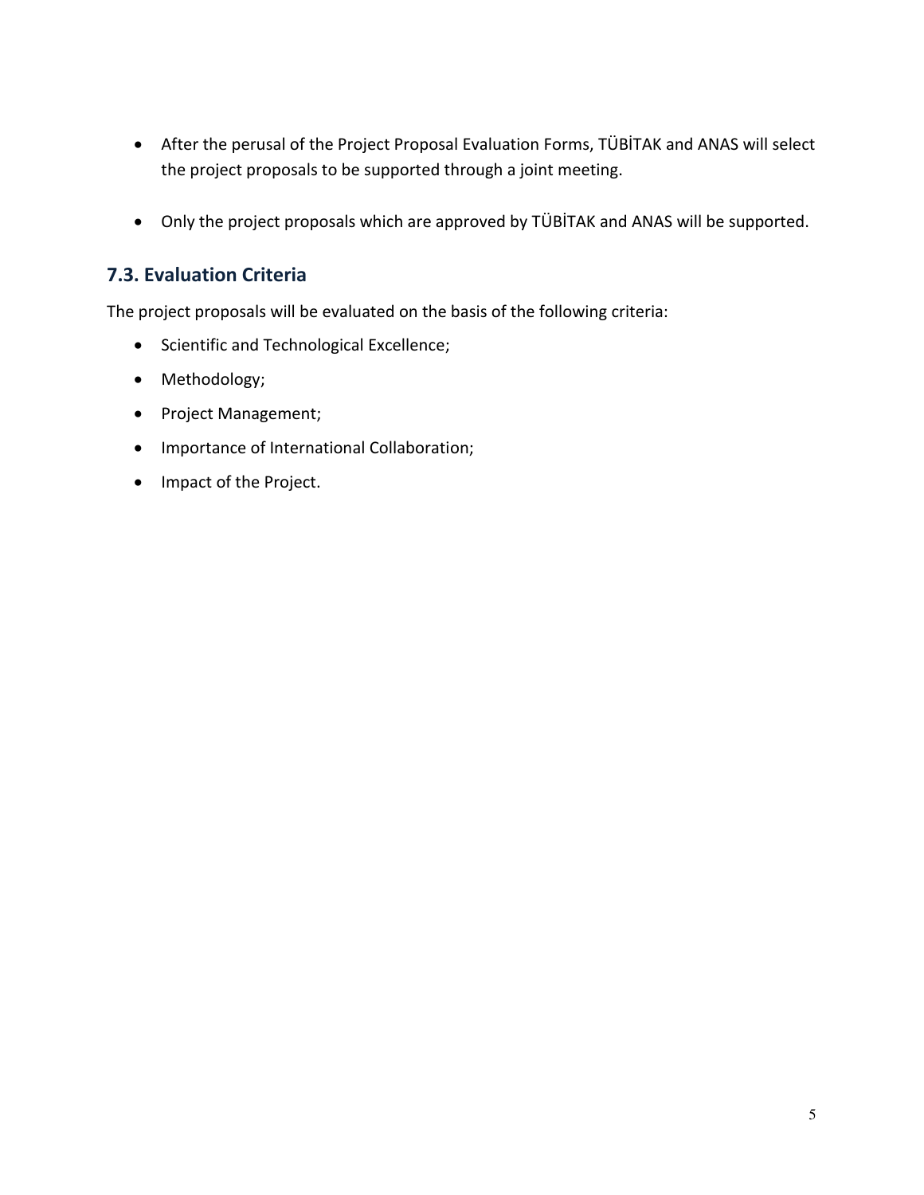- After the perusal of the Project Proposal Evaluation Forms, TÜBİTAK and ANAS will select the project proposals to be supported through a joint meeting.

- Only the project proposals which are approved by TÜBİTAK and ANAS will be supported.

### 7.3. Evaluation Criteria

The project proposals will be evaluated on the basis of the following criteria:

- Scientific and Technological Excellence;
- Methodology;
- Project Management;
- Importance of International Collaboration;
- Impact of the Project.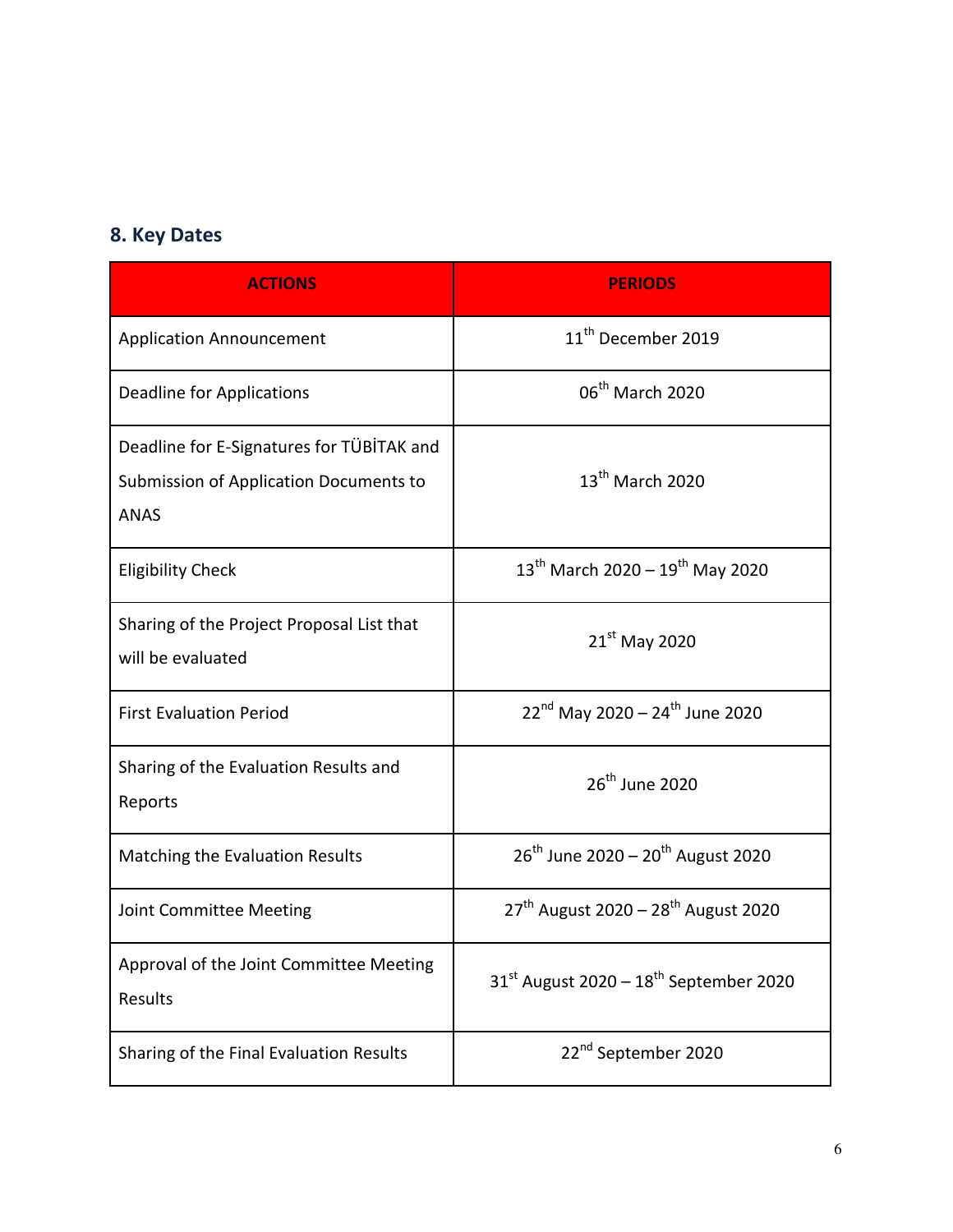## 8. Key Dates

| ACTIONS | PERIODS |
| --- | --- |
| Application Announcement | 11th December 2019 |
| Deadline for Applications | 06th March 2020 |
| Deadline for E-Signatures for TÜBİTAK and Submission of Application Documents to ANAS | 13th March 2020 |
| Eligibility Check | 13th March 2020 – 19th May 2020 |
| Sharing of the Project Proposal List that will be evaluated | 21st May 2020 |
| First Evaluation Period | 22nd May 2020 – 24th June 2020 |
| Sharing of the Evaluation Results and Reports | 26th June 2020 |
| Matching the Evaluation Results | 26th June 2020 – 20th August 2020 |
| Joint Committee Meeting | 27th August 2020 – 28th August 2020 |
| Approval of the Joint Committee Meeting Results | 31st August 2020 – 18th September 2020 |
| Sharing of the Final Evaluation Results | 22nd September 2020 |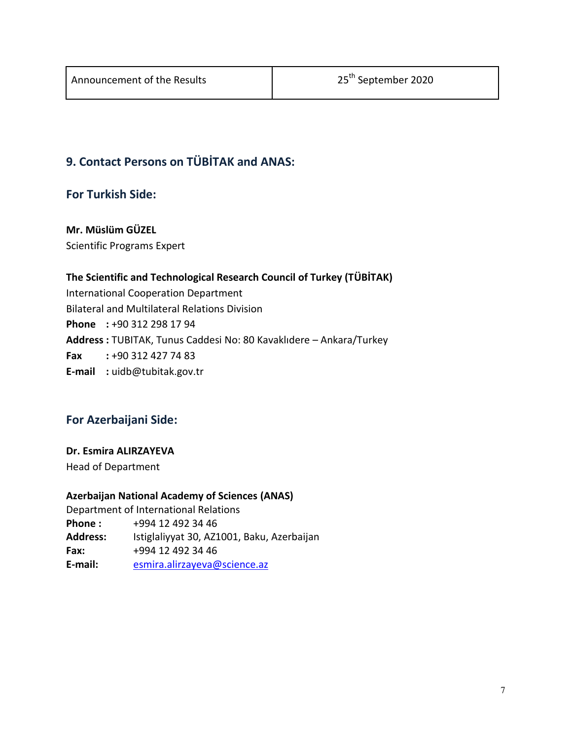| | |
|---|---|
| Announcement of the Results | 25th September 2020 |

## 9. Contact Persons on TÜBİTAK and ANAS:

### For Turkish Side:

**Mr. Müslüm GÜZEL**
Scientific Programs Expert

**The Scientific and Technological Research Council of Turkey (TÜBİTAK)**
International Cooperation Department
Bilateral and Multilateral Relations Division
**Phone :** +90 312 298 17 94
**Address :** TUBITAK, Tunus Caddesi No: 80 Kavaklıdere – Ankara/Turkey
**Fax :** +90 312 427 74 83
**E-mail :** uidb@tubitak.gov.tr

### For Azerbaijani Side:

**Dr. Esmira ALIRZAYEVA**
Head of Department

**Azerbaijan National Academy of Sciences (ANAS)**
Department of International Relations
**Phone :** +994 12 492 34 46
**Address:** Istiglaliyyat 30, AZ1001, Baku, Azerbaijan
**Fax:** +994 12 492 34 46
**E-mail:** esmira.alirzayeva@science.az